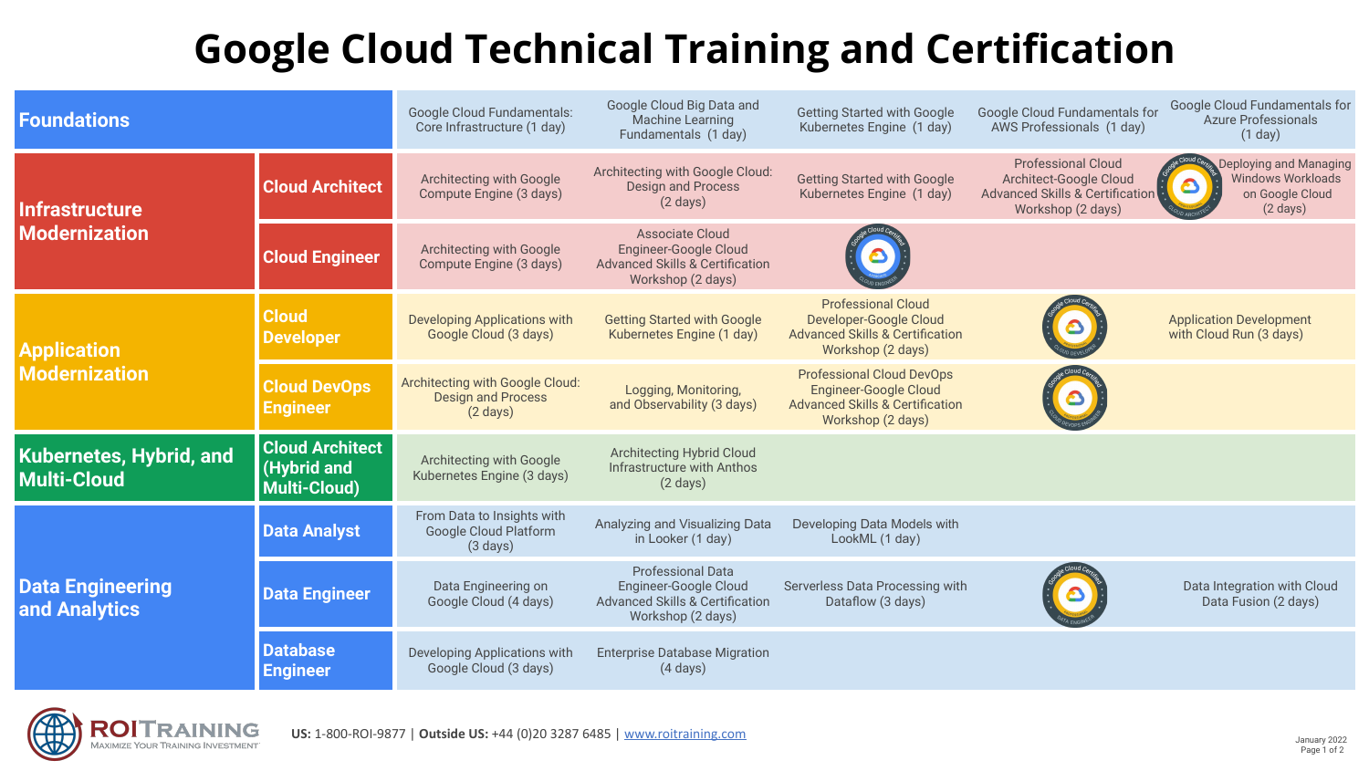# Google Cloud Technical Training and Certification

| Area | Role | | | | | |
|---|---|---|---|---|---|---|
| **Foundations** | | Google Cloud Fundamentals: Core Infrastructure (1 day) | Google Cloud Big Data and Machine Learning Fundamentals (1 day) | Getting Started with Google Kubernetes Engine (1 day) | Google Cloud Fundamentals for AWS Professionals (1 day) | Google Cloud Fundamentals for Azure Professionals (1 day) |
| **Infrastructure Modernization** | **Cloud Architect** | Architecting with Google Compute Engine (3 days) | Architecting with Google Cloud: Design and Process (2 days) | Getting Started with Google Kubernetes Engine (1 day) | Professional Cloud Architect-Google Cloud Advanced Skills & Certification Workshop (2 days) | Google Cloud Certified – Cloud Architect; Deploying and Managing Windows Workloads on Google Cloud (2 days) |
| | **Cloud Engineer** | Architecting with Google Compute Engine (3 days) | Associate Cloud Engineer-Google Cloud Advanced Skills & Certification Workshop (2 days) | Google Cloud Certified – Cloud Engineer | | |
| **Application Modernization** | **Cloud Developer** | Developing Applications with Google Cloud (3 days) | Getting Started with Google Kubernetes Engine (1 day) | Professional Cloud Developer-Google Cloud Advanced Skills & Certification Workshop (2 days) | Google Cloud Certified – Cloud Developer | Application Development with Cloud Run (3 days) |
| | **Cloud DevOps Engineer** | Architecting with Google Cloud: Design and Process (2 days) | Logging, Monitoring, and Observability (3 days) | Professional Cloud DevOps Engineer-Google Cloud Advanced Skills & Certification Workshop (2 days) | Google Cloud Certified – Cloud DevOps Engineer | |
| **Kubernetes, Hybrid, and Multi-Cloud** | **Cloud Architect (Hybrid and Multi-Cloud)** | Architecting with Google Kubernetes Engine (3 days) | Architecting Hybrid Cloud Infrastructure with Anthos (2 days) | | | |
| **Data Engineering and Analytics** | **Data Analyst** | From Data to Insights with Google Cloud Platform (3 days) | Analyzing and Visualizing Data in Looker (1 day) | Developing Data Models with LookML (1 day) | | |
| | **Data Engineer** | Data Engineering on Google Cloud (4 days) | Professional Data Engineer-Google Cloud Advanced Skills & Certification Workshop (2 days) | Serverless Data Processing with Dataflow (3 days) | Google Cloud Certified – Data Engineer | Data Integration with Cloud Data Fusion (2 days) |
| | **Database Engineer** | Developing Applications with Google Cloud (3 days) | Enterprise Database Migration (4 days) | | | |

ROI TRAINING – Maximize Your Training Investment

**US:** 1-800-ROI-9877 | **Outside US:** +44 (0)20 3287 6485 | www.roitraining.com

January 2022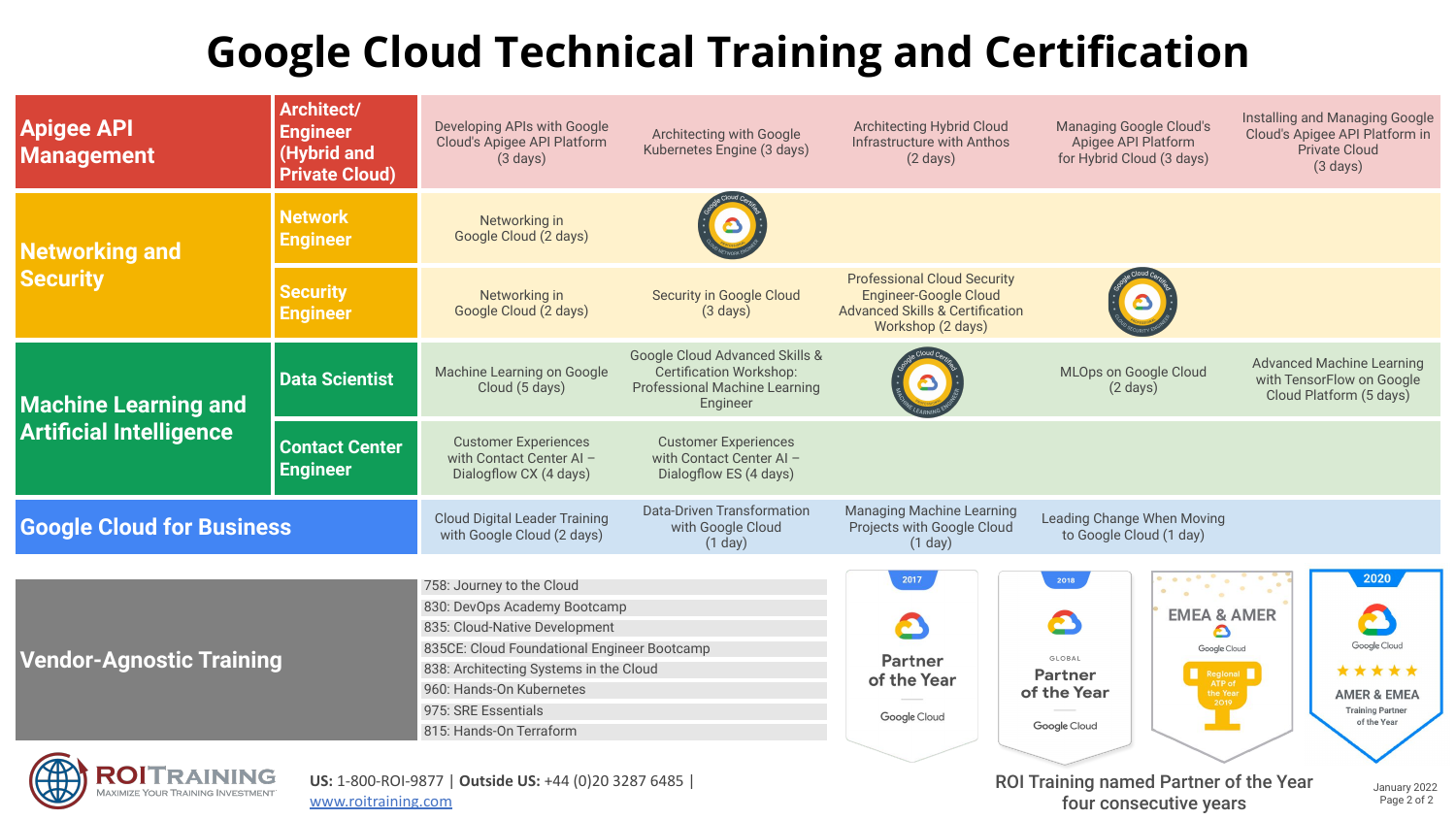# Google Cloud Technical Training and Certification

| | | | | | | |
|---|---|---|---|---|---|---|
| **Apigee API Management** | **Architect/ Engineer (Hybrid and Private Cloud)** | Developing APIs with Google Cloud's Apigee API Platform (3 days) | Architecting with Google Kubernetes Engine (3 days) | Architecting Hybrid Cloud Infrastructure with Anthos (2 days) | Managing Google Cloud's Apigee API Platform for Hybrid Cloud (3 days) | Installing and Managing Google Cloud's Apigee API Platform in Private Cloud (3 days) |
| **Networking and Security** | **Network Engineer** | Networking in Google Cloud (2 days) | Google Cloud Certified – Cloud Network Engineer | | | |
| | **Security Engineer** | Networking in Google Cloud (2 days) | Security in Google Cloud (3 days) | Professional Cloud Security Engineer-Google Cloud Advanced Skills & Certification Workshop (2 days) | Google Cloud Certified – Cloud Security Engineer | |
| **Machine Learning and Artificial Intelligence** | **Data Scientist** | Machine Learning on Google Cloud (5 days) | Google Cloud Advanced Skills & Certification Workshop: Professional Machine Learning Engineer | Google Cloud Certified – Machine Learning Engineer | MLOps on Google Cloud (2 days) | Advanced Machine Learning with TensorFlow on Google Cloud Platform (5 days) |
| | **Contact Center Engineer** | Customer Experiences with Contact Center AI – Dialogflow CX (4 days) | Customer Experiences with Contact Center AI – Dialogflow ES (4 days) | | | |
| **Google Cloud for Business** | | Cloud Digital Leader Training with Google Cloud (2 days) | Data-Driven Transformation with Google Cloud (1 day) | Managing Machine Learning Projects with Google Cloud (1 day) | Leading Change When Moving to Google Cloud (1 day) | |

## Vendor-Agnostic Training

- 758: Journey to the Cloud
- 830: DevOps Academy Bootcamp
- 835: Cloud-Native Development
- 835CE: Cloud Foundational Engineer Bootcamp
- 838: Architecting Systems in the Cloud
- 960: Hands-On Kubernetes
- 975: SRE Essentials
- 815: Hands-On Terraform

2017 Partner of the Year Google Cloud

2018 Global Partner of the Year Google Cloud

EMEA & AMER Google Cloud Regional ATP of the Year 2019

2020 Google Cloud ★★★★★ AMER & EMEA Training Partner of the Year

ROI Training named Partner of the Year four consecutive years

ROI TRAINING — Maximize Your Training Investment

**US:** 1-800-ROI-9877 | **Outside US:** +44 (0)20 3287 6485 | www.roitraining.com

January 2022